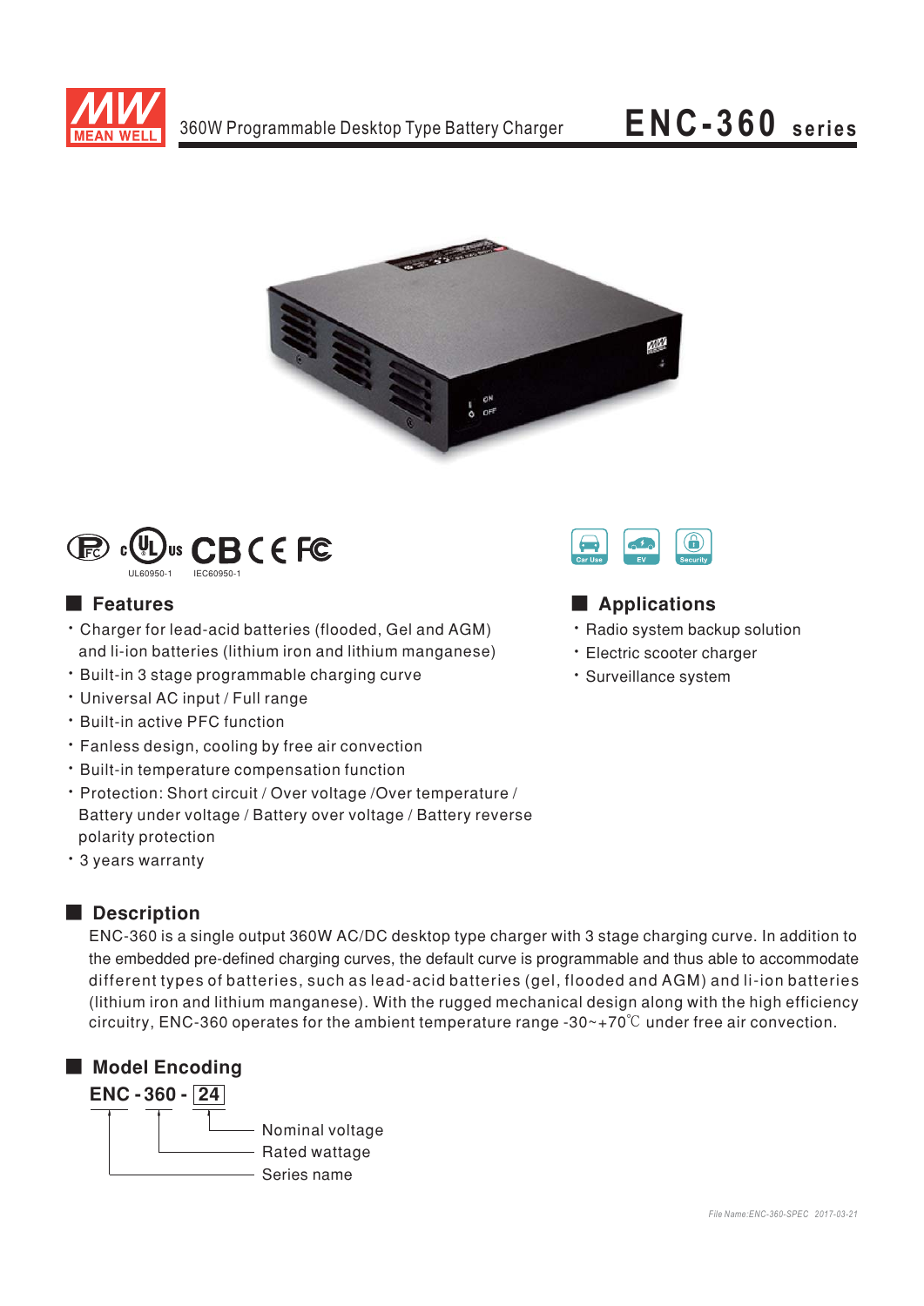# 360W Programmable Desktop Type Battery Charger

## ENC-360 series

UL60950-1 IEC60950-1

Car Use EV Security

## Features

- Charger for lead-acid batteries (flooded, Gel and AGM) and li-ion batteries (lithium iron and lithium manganese)
- Built-in 3 stage programmable charging curve
- Universal AC input / Full range
- Built-in active PFC function
- Fanless design, cooling by free air convection
- Built-in temperature compensation function
- Protection: Short circuit / Over voltage /Over temperature / Battery under voltage / Battery over voltage / Battery reverse polarity protection
- 3 years warranty

## Applications

- Radio system backup solution
- Electric scooter charger
- Surveillance system

## Description

ENC-360 is a single output 360W AC/DC desktop type charger with 3 stage charging curve. In addition to the embedded pre-defined charging curves, the default curve is programmable and thus able to accommodate different types of batteries, such as lead-acid batteries (gel, flooded and AGM) and li-ion batteries (lithium iron and lithium manganese). With the rugged mechanical design along with the high efficiency circuitry, ENC-360 operates for the ambient temperature range -30~+70℃ under free air convection.

## Model Encoding

**ENC - 360 - 24**

- 24: Nominal voltage
- 360: Rated wattage
- ENC: Series name

File Name:ENC-360-SPEC 2017-03-21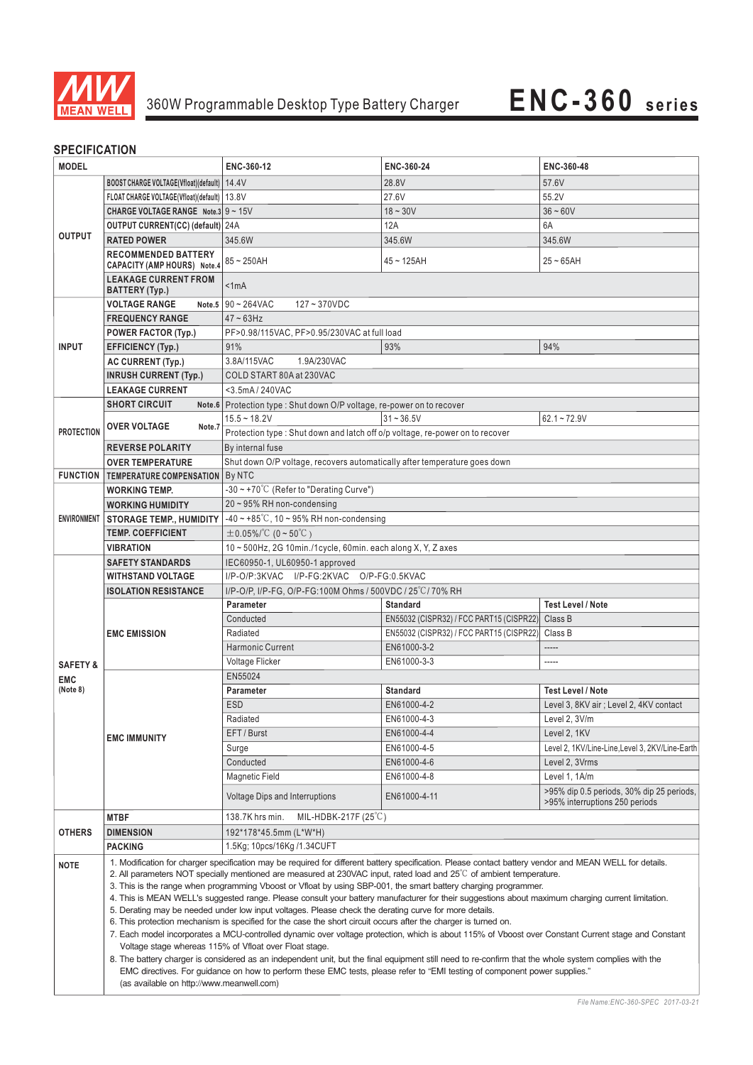360W Programmable Desktop Type Battery Charger

# ENC-360 series

## SPECIFICATION

| MODEL | | ENC-360-12 | ENC-360-24 | ENC-360-48 |
|---|---|---|---|---|
| OUTPUT | BOOST CHARGE VOLTAGE(Vfloat)(default) | 14.4V | 28.8V | 57.6V |
| | FLOAT CHARGE VOLTAGE(Vfloat)(default) | 13.8V | 27.6V | 55.2V |
| | CHARGE VOLTAGE RANGE Note.3 | 9 ~ 15V | 18 ~ 30V | 36 ~ 60V |
| | OUTPUT CURRENT(CC) (default) | 24A | 12A | 6A |
| | RATED POWER | 345.6W | 345.6W | 345.6W |
| | RECOMMENDED BATTERY CAPACITY (AMP HOURS) Note.4 | 85 ~ 250AH | 45 ~ 125AH | 25 ~ 65AH |
| | LEAKAGE CURRENT FROM BATTERY (Typ.) | <1mA | | |
| INPUT | VOLTAGE RANGE Note.5 | 90 ~ 264VAC 127 ~ 370VDC | | |
| | FREQUENCY RANGE | 47 ~ 63Hz | | |
| | POWER FACTOR (Typ.) | PF>0.98/115VAC, PF>0.95/230VAC at full load | | |
| | EFFICIENCY (Typ.) | 91% | 93% | 94% |
| | AC CURRENT (Typ.) | 3.8A/115VAC 1.9A/230VAC | | |
| | INRUSH CURRENT (Typ.) | COLD START 80A at 230VAC | | |
| | LEAKAGE CURRENT | <3.5mA / 240VAC | | |
| PROTECTION | SHORT CIRCUIT Note.6 | Protection type : Shut down O/P voltage, re-power on to recover | | |
| | OVER VOLTAGE Note.7 | 15.5 ~ 18.2V | 31 ~ 36.5V | 62.1 ~ 72.9V |
| | | Protection type : Shut down and latch off o/p voltage, re-power on to recover | | |
| | REVERSE POLARITY | By internal fuse | | |
| | OVER TEMPERATURE | Shut down O/P voltage, recovers automatically after temperature goes down | | |
| FUNCTION | TEMPERATURE COMPENSATION | By NTC | | |
| ENVIRONMENT | WORKING TEMP. | -30 ~ +70℃ (Refer to "Derating Curve") | | |
| | WORKING HUMIDITY | 20 ~ 95% RH non-condensing | | |
| | STORAGE TEMP., HUMIDITY | -40 ~ +85℃, 10 ~ 95% RH non-condensing | | |
| | TEMP. COEFFICIENT | ±0.05%/℃ (0 ~ 50℃) | | |
| | VIBRATION | 10 ~ 500Hz, 2G 10min./1cycle, 60min. each along X, Y, Z axes | | |
| SAFETY & EMC (Note 8) | SAFETY STANDARDS | IEC60950-1, UL60950-1 approved | | |
| | WITHSTAND VOLTAGE | I/P-O/P:3KVAC I/P-FG:2KVAC O/P-FG:0.5KVAC | | |
| | ISOLATION RESISTANCE | I/P-O/P, I/P-FG, O/P-FG:100M Ohms / 500VDC / 25℃/ 70% RH | | |
| | EMC EMISSION | **Parameter** | **Standard** | **Test Level / Note** |
| | | Conducted | EN55032 (CISPR32) / FCC PART15 (CISPR22) | Class B |
| | | Radiated | EN55032 (CISPR32) / FCC PART15 (CISPR22) | Class B |
| | | Harmonic Current | EN61000-3-2 | ----- |
| | | Voltage Flicker | EN61000-3-3 | ----- |
| | EMC IMMUNITY | EN55024 | | |
| | | **Parameter** | **Standard** | **Test Level / Note** |
| | | ESD | EN61000-4-2 | Level 3, 8KV air ; Level 2, 4KV contact |
| | | Radiated | EN61000-4-3 | Level 2, 3V/m |
| | | EFT / Burst | EN61000-4-4 | Level 2, 1KV |
| | | Surge | EN61000-4-5 | Level 2, 1KV/Line-Line,Level 3, 2KV/Line-Earth |
| | | Conducted | EN61000-4-6 | Level 2, 3Vrms |
| | | Magnetic Field | EN61000-4-8 | Level 1, 1A/m |
| | | Voltage Dips and Interruptions | EN61000-4-11 | >95% dip 0.5 periods, 30% dip 25 periods, >95% interruptions 250 periods |
| OTHERS | MTBF | 138.7K hrs min. MIL-HDBK-217F (25℃) | | |
| | DIMENSION | 192*178*45.5mm (L*W*H) | | |
| | PACKING | 1.5Kg; 10pcs/16Kg /1.34CUFT | | |

**NOTE**

1. Modification for charger specification may be required for different battery specification. Please contact battery vendor and MEAN WELL for details.
2. All parameters NOT specially mentioned are measured at 230VAC input, rated load and 25℃ of ambient temperature.
3. This is the range when programming Vboost or Vfloat by using SBP-001, the smart battery charging programmer.
4. This is MEAN WELL's suggested range. Please consult your battery manufacturer for their suggestions about maximum charging current limitation.
5. Derating may be needed under low input voltages. Please check the derating curve for more details.
6. This protection mechanism is specified for the case the short circuit occurs after the charger is turned on.
7. Each model incorporates a MCU-controlled dynamic over voltage protection, which is about 115% of Vboost over Constant Current stage and Constant Voltage stage whereas 115% of Vfloat over Float stage.
8. The battery charger is considered as an independent unit, but the final equipment still need to re-confirm that the whole system complies with the EMC directives. For guidance on how to perform these EMC tests, please refer to "EMI testing of component power supplies." (as available on http://www.meanwell.com)

*File Name:ENC-360-SPEC 2017-03-21*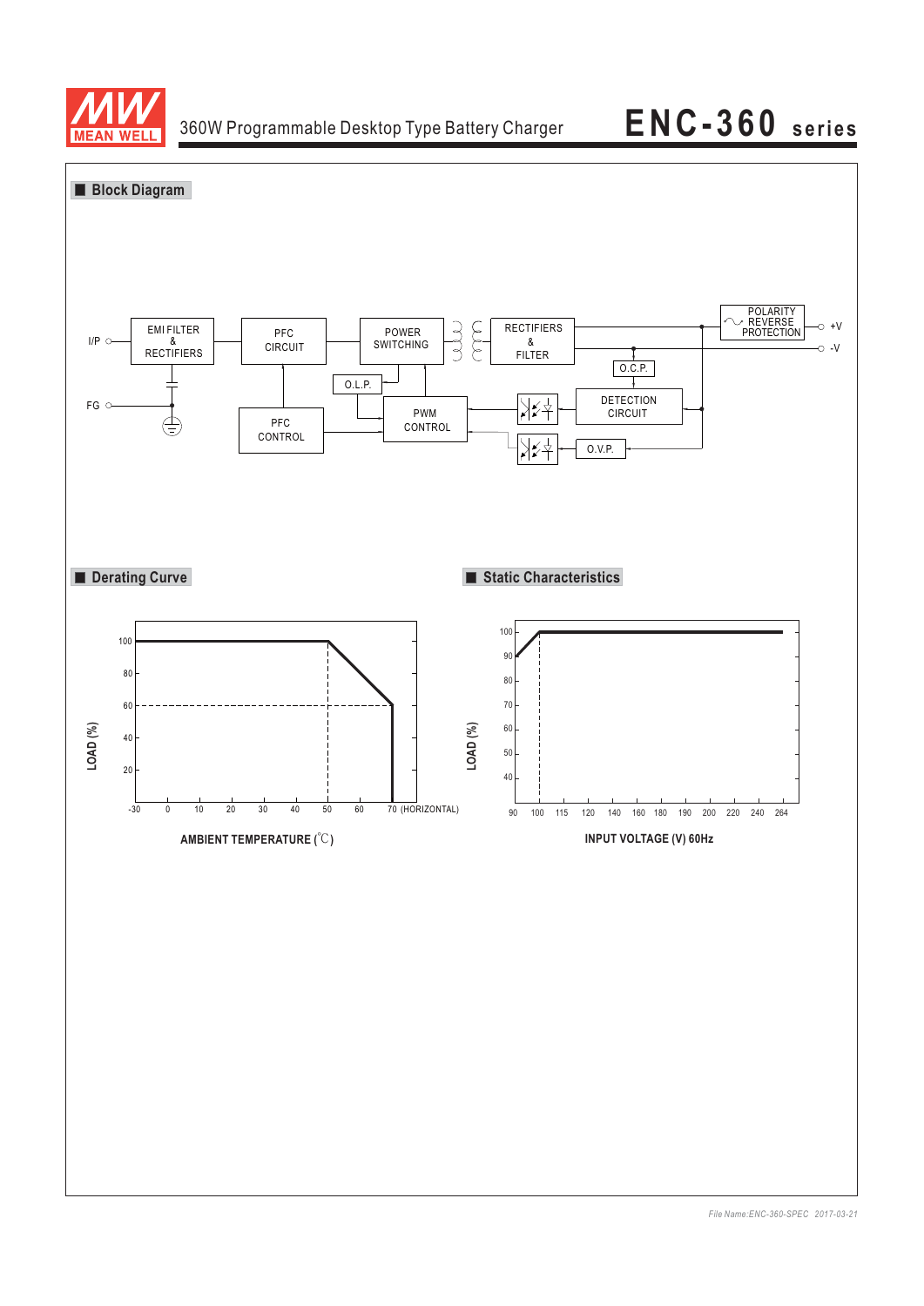## Block Diagram

I/P

FG

EMI FILTER & RECTIFIERS

PFC CIRCUIT

POWER SWITCHING

RECTIFIERS & FILTER

POLARITY REVERSE PROTECTION

+V

-V

O.C.P.

O.L.P.

PFC CONTROL

PWM CONTROL

DETECTION CIRCUIT

O.V.P.

## Derating Curve

LOAD (%)

100
80
60
40
20

-30 0 10 20 30 40 50 60 70 (HORIZONTAL)

AMBIENT TEMPERATURE (℃)

## Static Characteristics

LOAD (%)

100
90
80
70
60
50
40

90 100 115 120 140 160 180 190 200 220 240 264

INPUT VOLTAGE (V) 60Hz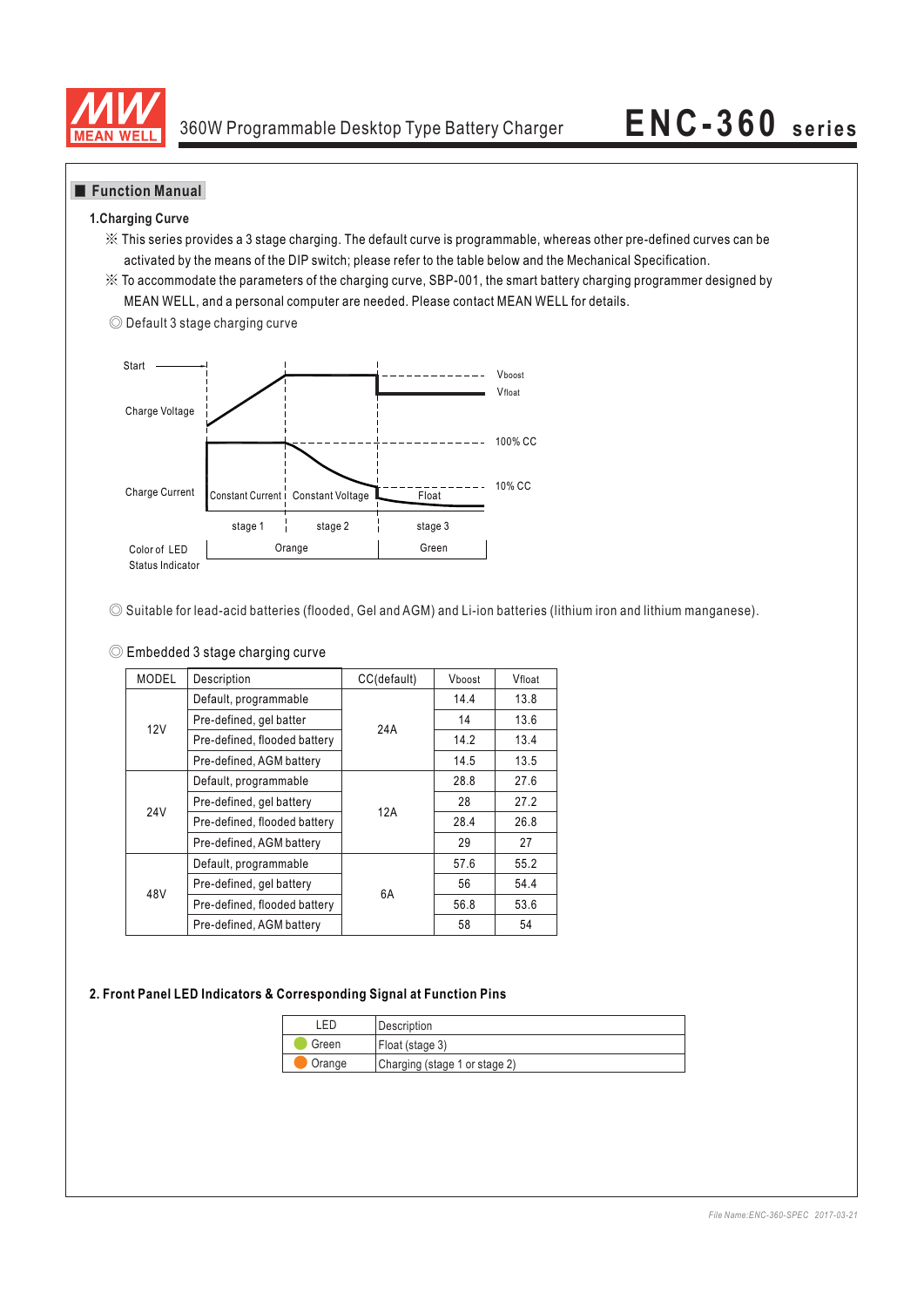## Function Manual

### 1.Charging Curve

※ This series provides a 3 stage charging. The default curve is programmable, whereas other pre-defined curves can be activated by the means of the DIP switch; please refer to the table below and the Mechanical Specification.

※ To accommodate the parameters of the charging curve, SBP-001, the smart battery charging programmer designed by MEAN WELL, and a personal computer are needed. Please contact MEAN WELL for details.

◎ Default 3 stage charging curve

Start

Charge Voltage — $V_{boost}$, $V_{float}$

Charge Current — 100% CC, 10% CC

Constant Current | Constant Voltage | Float

stage 1 | stage 2 | stage 3

Color of LED Status Indicator: Orange (stage 1, stage 2) | Green (stage 3)

◎ Suitable for lead-acid batteries (flooded, Gel and AGM) and Li-ion batteries (lithium iron and lithium manganese).

◎ Embedded 3 stage charging curve

| MODEL | Description | CC(default) | $V_{boost}$ | $V_{float}$ |
|---|---|---|---|---|
| 12V | Default, programmable | 24A | 14.4 | 13.8 |
| | Pre-defined, gel batter | | 14 | 13.6 |
| | Pre-defined, flooded battery | | 14.2 | 13.4 |
| | Pre-defined, AGM battery | | 14.5 | 13.5 |
| 24V | Default, programmable | 12A | 28.8 | 27.6 |
| | Pre-defined, gel battery | | 28 | 27.2 |
| | Pre-defined, flooded battery | | 28.4 | 26.8 |
| | Pre-defined, AGM battery | | 29 | 27 |
| 48V | Default, programmable | 6A | 57.6 | 55.2 |
| | Pre-defined, gel battery | | 56 | 54.4 |
| | Pre-defined, flooded battery | | 56.8 | 53.6 |
| | Pre-defined, AGM battery | | 58 | 54 |

### 2. Front Panel LED Indicators & Corresponding Signal at Function Pins

| LED | Description |
|---|---|
| Green | Float (stage 3) |
| Orange | Charging (stage 1 or stage 2) |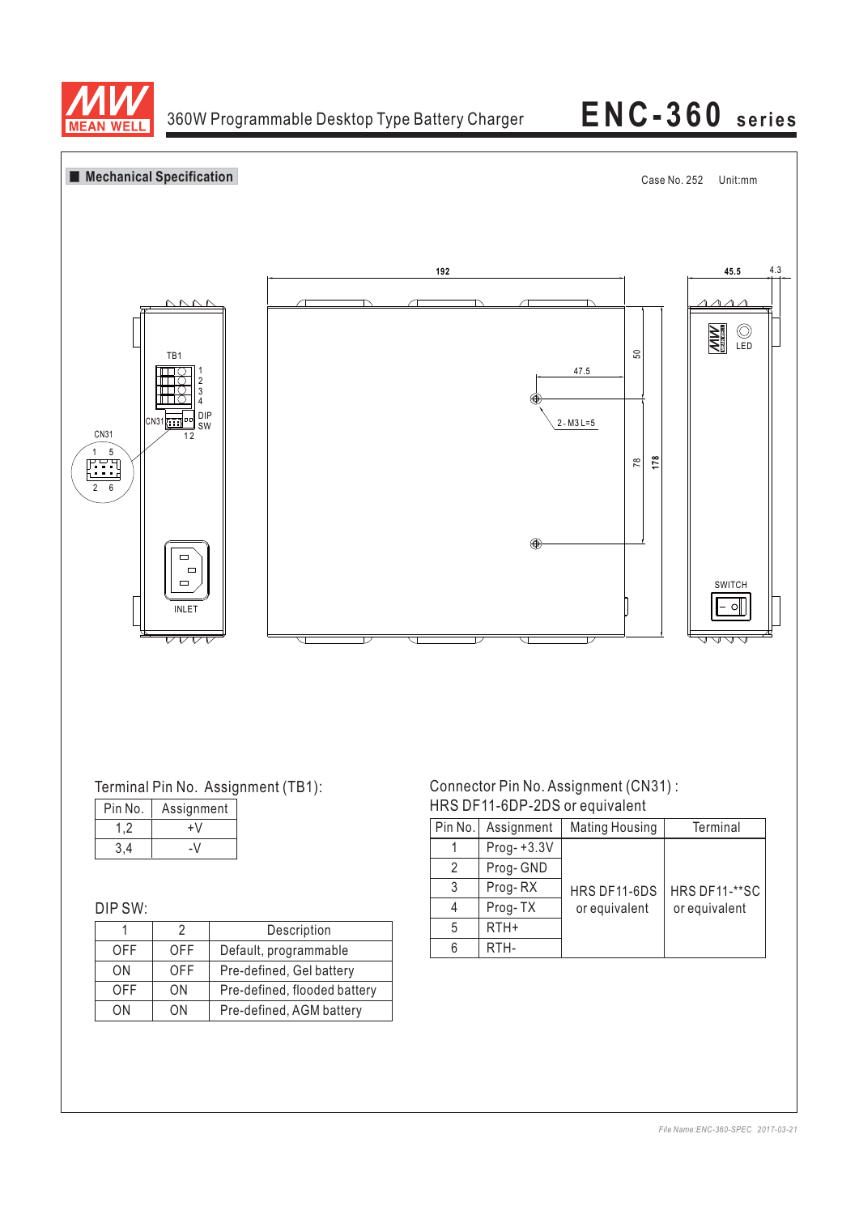## Mechanical Specification

Case No. 252 Unit:mm

192
45.5
4.3
50
47.5
2 - M3 L=5
78
178
TB1
1
2
3
4
CN31
DIP SW
1 2
CN31
1 5
2 6
INLET
LED
SWITCH

Terminal Pin No. Assignment (TB1):

| Pin No. | Assignment |
|---|---|
| 1,2 | +V |
| 3,4 | -V |

DIP SW:

| 1 | 2 | Description |
|---|---|---|
| OFF | OFF | Default, programmable |
| ON | OFF | Pre-defined, Gel battery |
| OFF | ON | Pre-defined, flooded battery |
| ON | ON | Pre-defined, AGM battery |

Connector Pin No. Assignment (CN31) :
HRS DF11-6DP-2DS or equivalent

| Pin No. | Assignment | Mating Housing | Terminal |
|---|---|---|---|
| 1 | Prog- +3.3V | HRS DF11-6DS or equivalent | HRS DF11-**SC or equivalent |
| 2 | Prog- GND | | |
| 3 | Prog- RX | | |
| 4 | Prog- TX | | |
| 5 | RTH+ | | |
| 6 | RTH- | | |